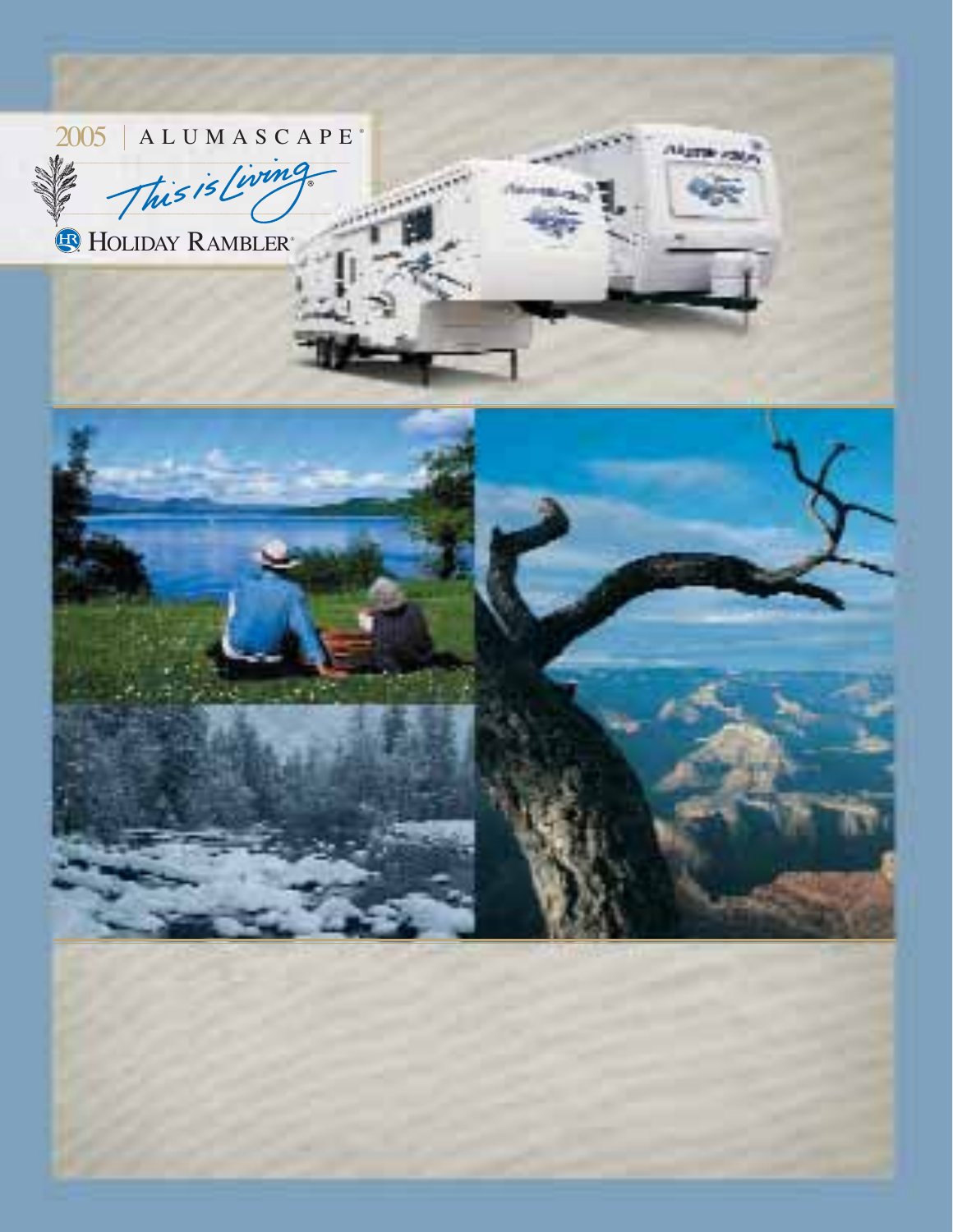2005 | ALUMASCAPE®

*This is Living®*

HOLIDAY RAMBLER®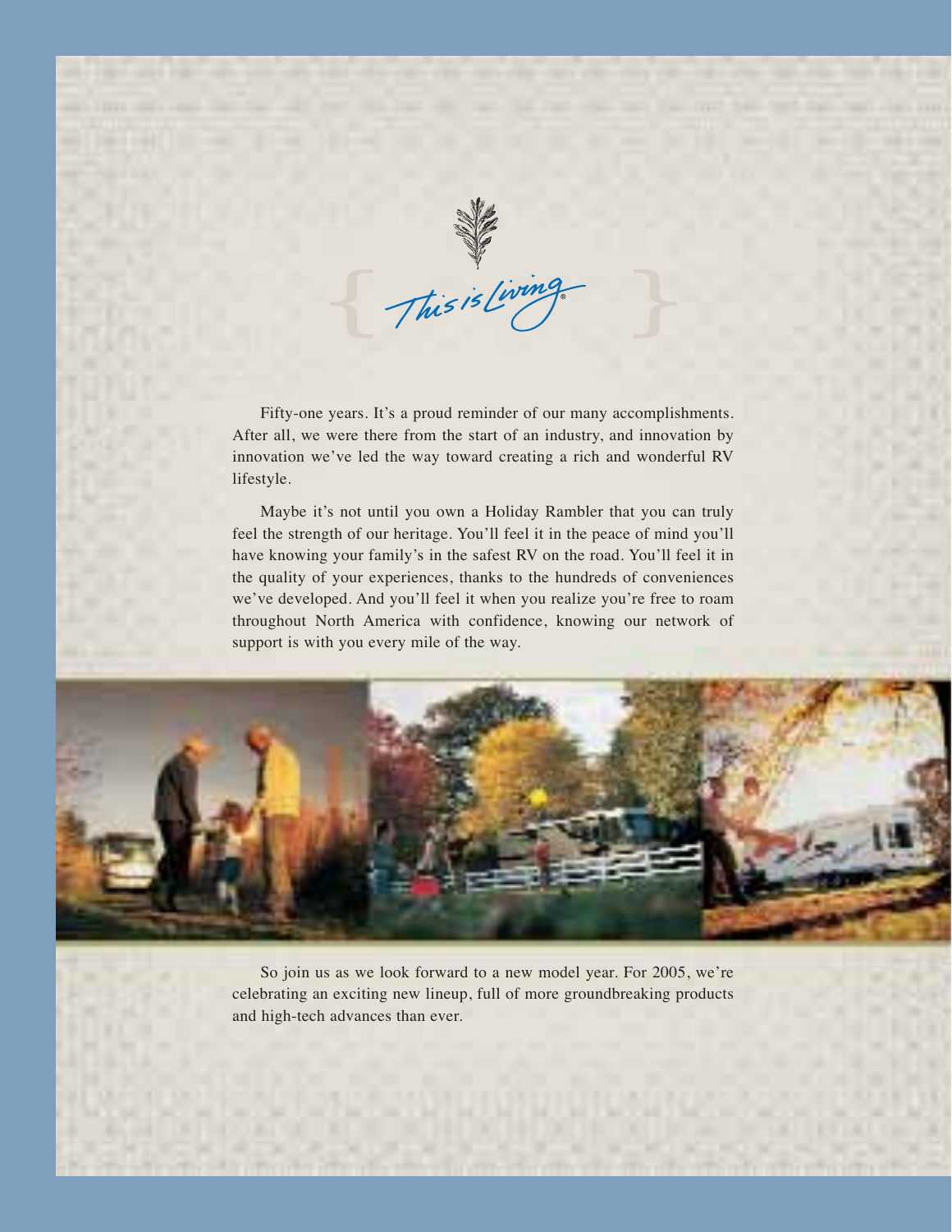{ This is Living® }

Fifty-one years. It's a proud reminder of our many accomplishments. After all, we were there from the start of an industry, and innovation by innovation we've led the way toward creating a rich and wonderful RV lifestyle.

Maybe it's not until you own a Holiday Rambler that you can truly feel the strength of our heritage. You'll feel it in the peace of mind you'll have knowing your family's in the safest RV on the road. You'll feel it in the quality of your experiences, thanks to the hundreds of conveniences we've developed. And you'll feel it when you realize you're free to roam throughout North America with confidence, knowing our network of support is with you every mile of the way.

So join us as we look forward to a new model year. For 2005, we're celebrating an exciting new lineup, full of more groundbreaking products and high-tech advances than ever.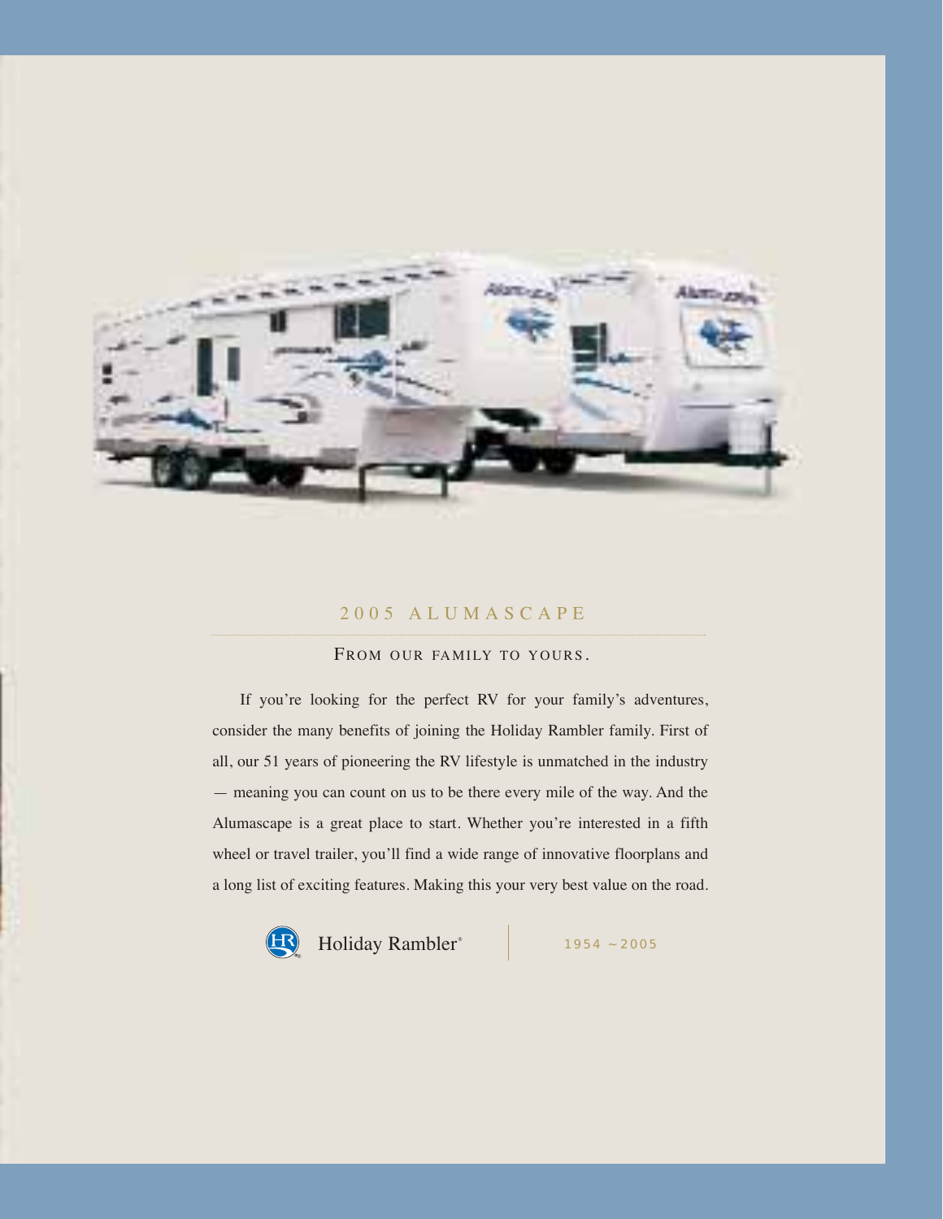# 2005 ALUMASCAPE

## FROM OUR FAMILY TO YOURS.

If you're looking for the perfect RV for your family's adventures, consider the many benefits of joining the Holiday Rambler family. First of all, our 51 years of pioneering the RV lifestyle is unmatched in the industry — meaning you can count on us to be there every mile of the way. And the Alumascape is a great place to start. Whether you're interested in a fifth wheel or travel trailer, you'll find a wide range of innovative floorplans and a long list of exciting features. Making this your very best value on the road.

Holiday Rambler®

1954 ~ 2005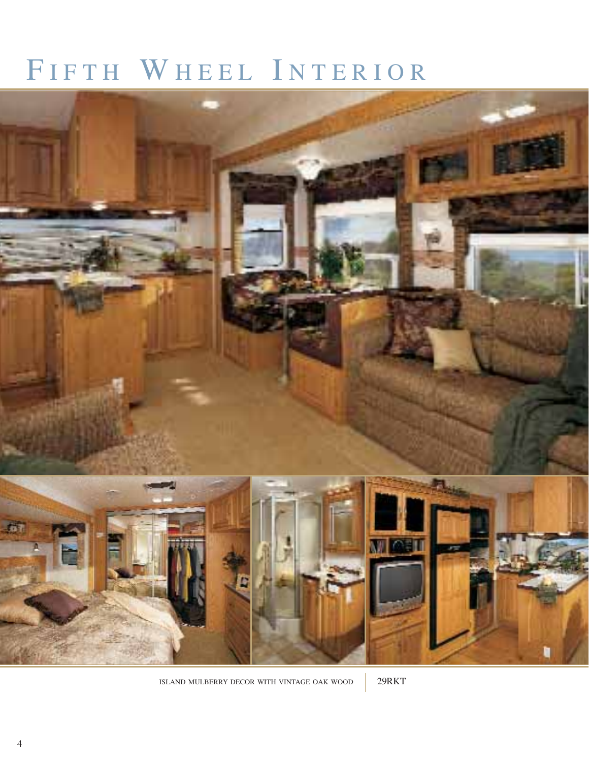# Fifth Wheel Interior

ISLAND MULBERRY DECOR WITH VINTAGE OAK WOOD | 29RKT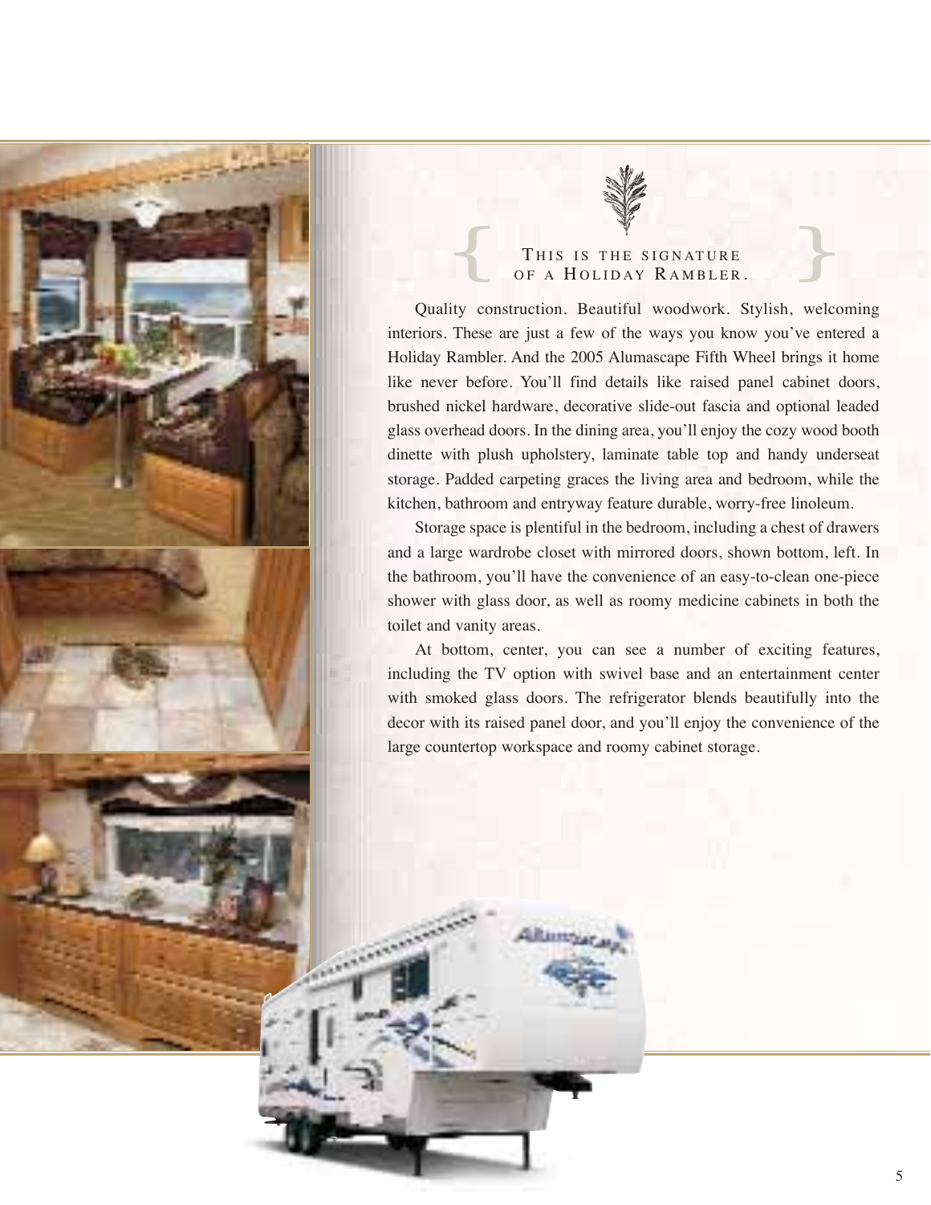## This is the signature of a Holiday Rambler.

Quality construction. Beautiful woodwork. Stylish, welcoming interiors. These are just a few of the ways you know you've entered a Holiday Rambler. And the 2005 Alumascape Fifth Wheel brings it home like never before. You'll find details like raised panel cabinet doors, brushed nickel hardware, decorative slide-out fascia and optional leaded glass overhead doors. In the dining area, you'll enjoy the cozy wood booth dinette with plush upholstery, laminate table top and handy underseat storage. Padded carpeting graces the living area and bedroom, while the kitchen, bathroom and entryway feature durable, worry-free linoleum.

Storage space is plentiful in the bedroom, including a chest of drawers and a large wardrobe closet with mirrored doors, shown bottom, left. In the bathroom, you'll have the convenience of an easy-to-clean one-piece shower with glass door, as well as roomy medicine cabinets in both the toilet and vanity areas.

At bottom, center, you can see a number of exciting features, including the TV option with swivel base and an entertainment center with smoked glass doors. The refrigerator blends beautifully into the decor with its raised panel door, and you'll enjoy the convenience of the large countertop workspace and roomy cabinet storage.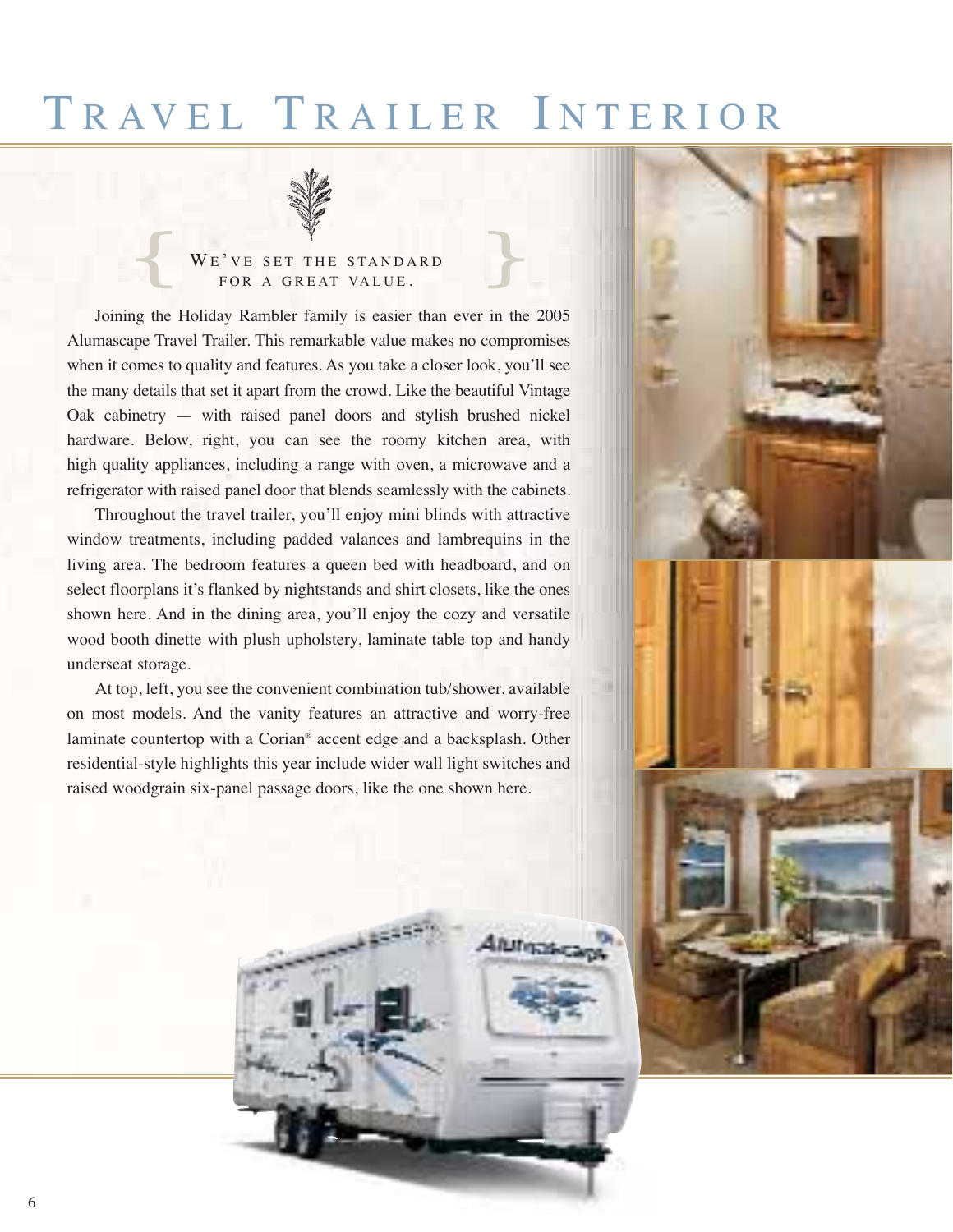# Travel Trailer Interior

{ We've set the standard for a great value. }

Joining the Holiday Rambler family is easier than ever in the 2005 Alumascape Travel Trailer. This remarkable value makes no compromises when it comes to quality and features. As you take a closer look, you'll see the many details that set it apart from the crowd. Like the beautiful Vintage Oak cabinetry — with raised panel doors and stylish brushed nickel hardware. Below, right, you can see the roomy kitchen area, with high quality appliances, including a range with oven, a microwave and a refrigerator with raised panel door that blends seamlessly with the cabinets.

Throughout the travel trailer, you'll enjoy mini blinds with attractive window treatments, including padded valances and lambrequins in the living area. The bedroom features a queen bed with headboard, and on select floorplans it's flanked by nightstands and shirt closets, like the ones shown here. And in the dining area, you'll enjoy the cozy and versatile wood booth dinette with plush upholstery, laminate table top and handy underseat storage.

At top, left, you see the convenient combination tub/shower, available on most models. And the vanity features an attractive and worry-free laminate countertop with a Corian® accent edge and a backsplash. Other residential-style highlights this year include wider wall light switches and raised woodgrain six-panel passage doors, like the one shown here.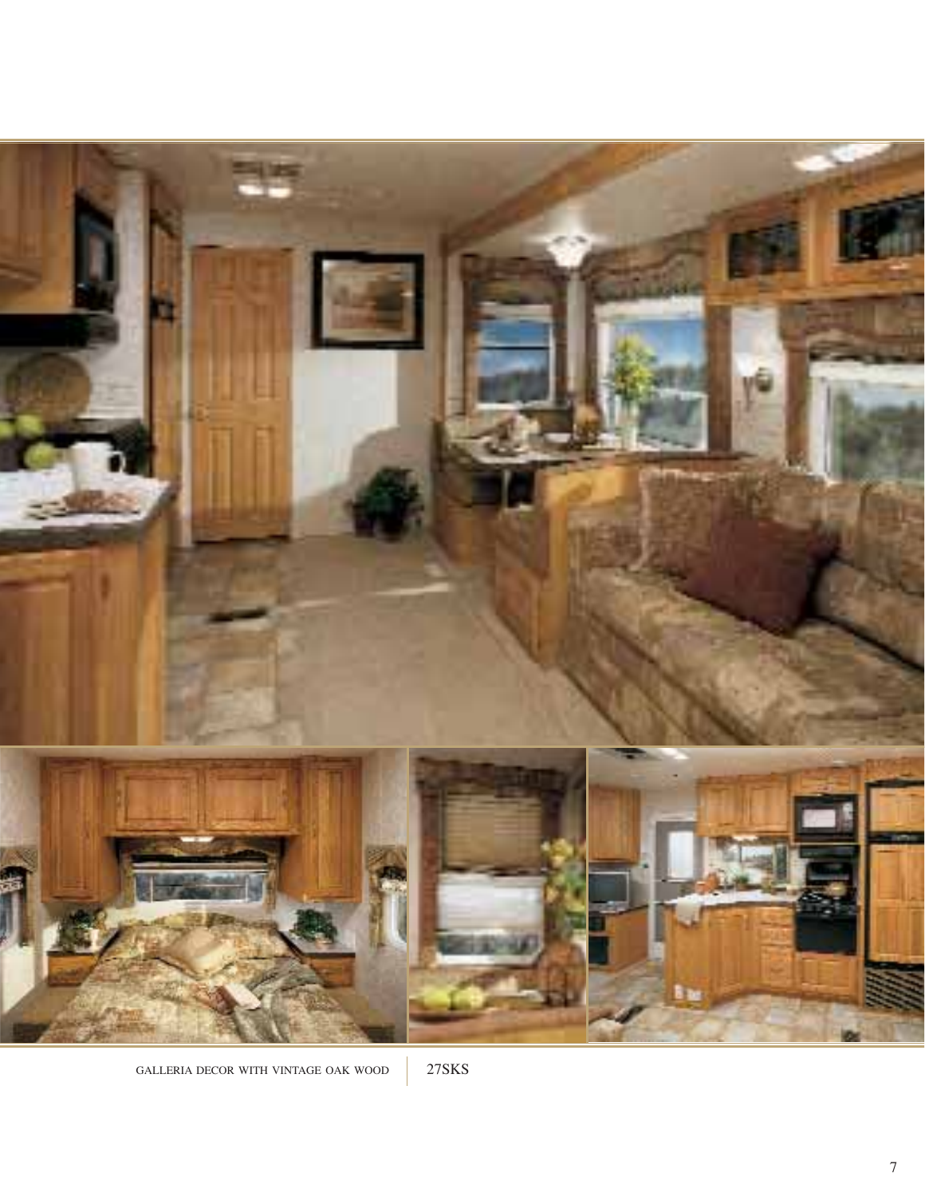GALLERIA DECOR WITH VINTAGE OAK WOOD | 27SKS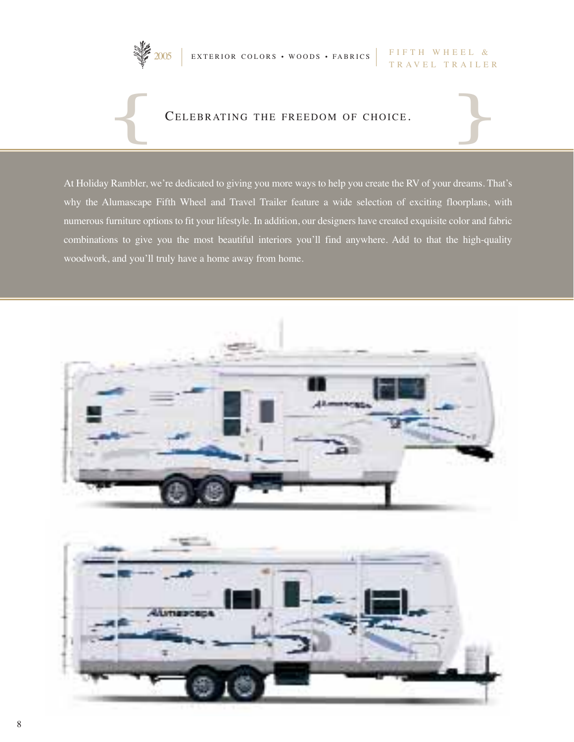## CELEBRATING THE FREEDOM OF CHOICE.

At Holiday Rambler, we're dedicated to giving you more ways to help you create the RV of your dreams. That's why the Alumascape Fifth Wheel and Travel Trailer feature a wide selection of exciting floorplans, with numerous furniture options to fit your lifestyle. In addition, our designers have created exquisite color and fabric combinations to give you the most beautiful interiors you'll find anywhere. Add to that the high-quality woodwork, and you'll truly have a home away from home.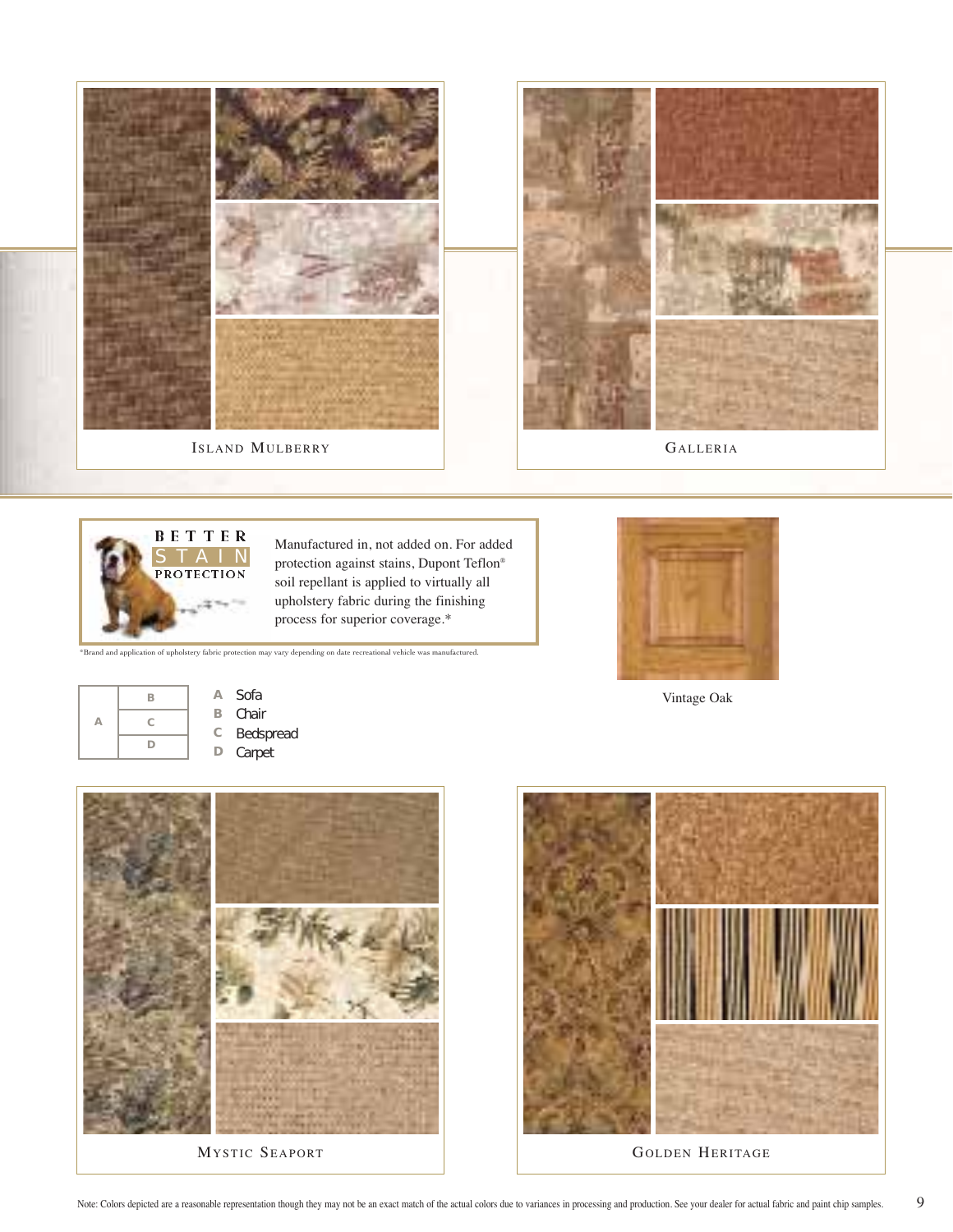ISLAND MULBERRY

GALLERIA

BETTER STAIN PROTECTION

Manufactured in, not added on. For added protection against stains, Dupont Teflon® soil repellant is applied to virtually all upholstery fabric during the finishing process for superior coverage.*

*Brand and application of upholstery fabric protection may vary depending on date recreational vehicle was manufactured.

Vintage Oak

- **A** Sofa
- **B** Chair
- **C** Bedspread
- **D** Carpet

MYSTIC SEAPORT

GOLDEN HERITAGE

Note: Colors depicted are a reasonable representation though they may not be an exact match of the actual colors due to variances in processing and production. See your dealer for actual fabric and paint chip samples.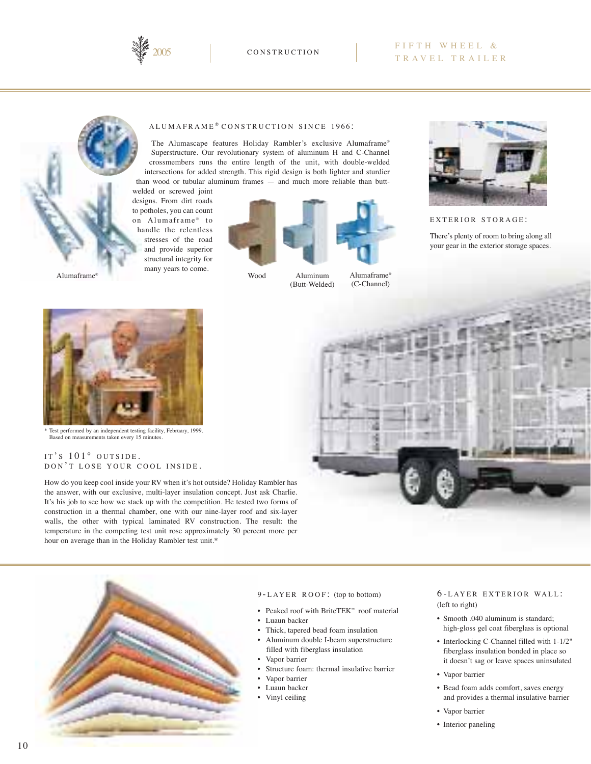## ALUMAFRAME® CONSTRUCTION SINCE 1966:

The Alumascape features Holiday Rambler's exclusive Alumaframe® Superstructure. Our revolutionary system of aluminum H and C-Channel crossmembers runs the entire length of the unit, with double-welded intersections for added strength. This rigid design is both lighter and sturdier than wood or tubular aluminum frames — and much more reliable than butt-welded or screwed joint designs. From dirt roads to potholes, you can count on Alumaframe® to handle the relentless stresses of the road and provide superior structural integrity for many years to come.

Alumaframe®

Wood

Aluminum (Butt-Welded)

Alumaframe® (C-Channel)

## EXTERIOR STORAGE:

There's plenty of room to bring along all your gear in the exterior storage spaces.

\* Test performed by an independent testing facility, February, 1999. Based on measurements taken every 15 minutes.

## IT'S 101° OUTSIDE. DON'T LOSE YOUR COOL INSIDE.

How do you keep cool inside your RV when it's hot outside? Holiday Rambler has the answer, with our exclusive, multi-layer insulation concept. Just ask Charlie. It's his job to see how we stack up with the competition. He tested two forms of construction in a thermal chamber, one with our nine-layer roof and six-layer walls, the other with typical laminated RV construction. The result: the temperature in the competing test unit rose approximately 30 percent more per hour on average than in the Holiday Rambler test unit.*

## 9-LAYER ROOF: (top to bottom)

- Peaked roof with BriteTEK™ roof material
- Luaun backer
- Thick, tapered bead foam insulation
- Aluminum double I-beam superstructure filled with fiberglass insulation
- Vapor barrier
- Structure foam: thermal insulative barrier
- Vapor barrier
- Luaun backer
- Vinyl ceiling

## 6-LAYER EXTERIOR WALL: (left to right)

- Smooth .040 aluminum is standard; high-gloss gel coat fiberglass is optional
- Interlocking C-Channel filled with 1-1/2" fiberglass insulation bonded in place so it doesn't sag or leave spaces uninsulated
- Vapor barrier
- Bead foam adds comfort, saves energy and provides a thermal insulative barrier
- Vapor barrier
- Interior paneling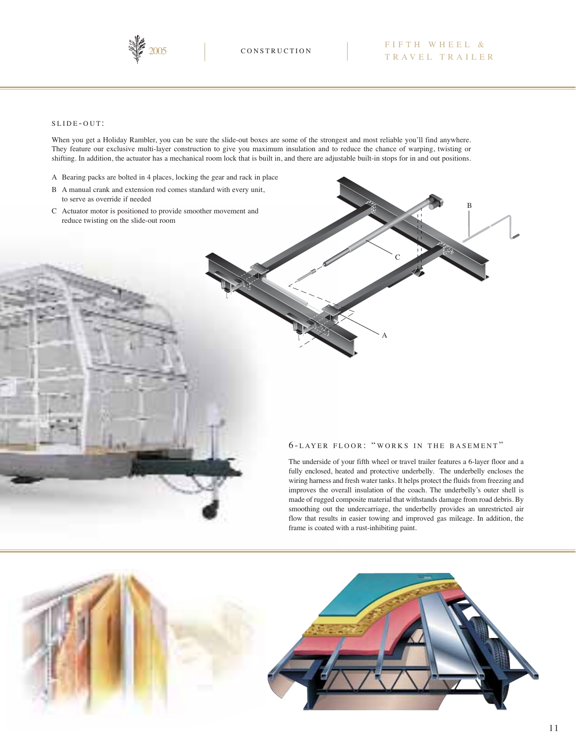## SLIDE-OUT:

When you get a Holiday Rambler, you can be sure the slide-out boxes are some of the strongest and most reliable you'll find anywhere. They feature our exclusive multi-layer construction to give you maximum insulation and to reduce the chance of warping, twisting or shifting. In addition, the actuator has a mechanical room lock that is built in, and there are adjustable built-in stops for in and out positions.

- A Bearing packs are bolted in 4 places, locking the gear and rack in place
- B A manual crank and extension rod comes standard with every unit, to serve as override if needed
- C Actuator motor is positioned to provide smoother movement and reduce twisting on the slide-out room

## 6-LAYER FLOOR: "WORKS IN THE BASEMENT"

The underside of your fifth wheel or travel trailer features a 6-layer floor and a fully enclosed, heated and protective underbelly. The underbelly encloses the wiring harness and fresh water tanks. It helps protect the fluids from freezing and improves the overall insulation of the coach. The underbelly's outer shell is made of rugged composite material that withstands damage from road debris. By smoothing out the undercarriage, the underbelly provides an unrestricted air flow that results in easier towing and improved gas mileage. In addition, the frame is coated with a rust-inhibiting paint.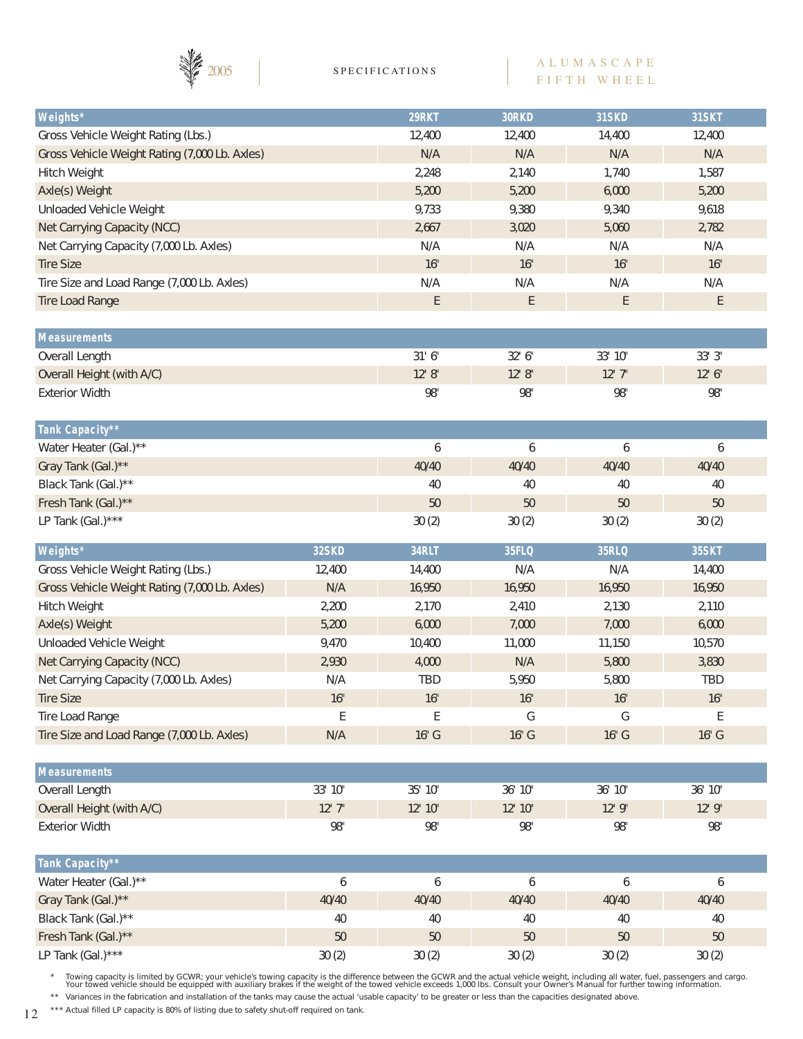2005 | SPECIFICATIONS | ALUMASCAPE FIFTH WHEEL

| Weights* | 29RKT | 30RKD | 31SKD | 31SKT |
|---|---|---|---|---|
| Gross Vehicle Weight Rating (Lbs.) | 12,400 | 12,400 | 14,400 | 12,400 |
| Gross Vehicle Weight Rating (7,000 Lb. Axles) | N/A | N/A | N/A | N/A |
| Hitch Weight | 2,248 | 2,140 | 1,740 | 1,587 |
| Axle(s) Weight | 5,200 | 5,200 | 6,000 | 5,200 |
| Unloaded Vehicle Weight | 9,733 | 9,380 | 9,340 | 9,618 |
| Net Carrying Capacity (NCC) | 2,667 | 3,020 | 5,060 | 2,782 |
| Net Carrying Capacity (7,000 Lb. Axles) | N/A | N/A | N/A | N/A |
| Tire Size | 16" | 16" | 16" | 16" |
| Tire Size and Load Range (7,000 Lb. Axles) | N/A | N/A | N/A | N/A |
| Tire Load Range | E | E | E | E |
| **Measurements** | | | | |
| Overall Length | 31' 6" | 32' 6" | 33' 10" | 33' 3" |
| Overall Height (with A/C) | 12' 8" | 12' 8" | 12' 7" | 12' 6" |
| Exterior Width | 98" | 98" | 98" | 98" |
| **Tank Capacity**** | | | | |
| Water Heater (Gal.)** | 6 | 6 | 6 | 6 |
| Gray Tank (Gal.)** | 40/40 | 40/40 | 40/40 | 40/40 |
| Black Tank (Gal.)** | 40 | 40 | 40 | 40 |
| Fresh Tank (Gal.)** | 50 | 50 | 50 | 50 |
| LP Tank (Gal.)*** | 30 (2) | 30 (2) | 30 (2) | 30 (2) |

| Weights* | 32SKD | 34RLT | 35FLQ | 35RLQ | 35SKT |
|---|---|---|---|---|---|
| Gross Vehicle Weight Rating (Lbs.) | 12,400 | 14,400 | N/A | N/A | 14,400 |
| Gross Vehicle Weight Rating (7,000 Lb. Axles) | N/A | 16,950 | 16,950 | 16,950 | 16,950 |
| Hitch Weight | 2,200 | 2,170 | 2,410 | 2,130 | 2,110 |
| Axle(s) Weight | 5,200 | 6,000 | 7,000 | 7,000 | 6,000 |
| Unloaded Vehicle Weight | 9,470 | 10,400 | 11,000 | 11,150 | 10,570 |
| Net Carrying Capacity (NCC) | 2,930 | 4,000 | N/A | 5,800 | 3,830 |
| Net Carrying Capacity (7,000 Lb. Axles) | N/A | TBD | 5,950 | 5,800 | TBD |
| Tire Size | 16" | 16" | 16" | 16" | 16" |
| Tire Load Range | E | E | G | G | E |
| Tire Size and Load Range (7,000 Lb. Axles) | N/A | 16" G | 16" G | 16" G | 16" G |
| **Measurements** | | | | | |
| Overall Length | 33' 10" | 35' 10" | 36' 10" | 36' 10" | 36' 10" |
| Overall Height (with A/C) | 12' 7" | 12' 10" | 12' 10" | 12' 9" | 12' 9" |
| Exterior Width | 98" | 98" | 98" | 98" | 98" |
| **Tank Capacity**** | | | | | |
| Water Heater (Gal.)** | 6 | 6 | 6 | 6 | 6 |
| Gray Tank (Gal.)** | 40/40 | 40/40 | 40/40 | 40/40 | 40/40 |
| Black Tank (Gal.)** | 40 | 40 | 40 | 40 | 40 |
| Fresh Tank (Gal.)** | 50 | 50 | 50 | 50 | 50 |
| LP Tank (Gal.)*** | 30 (2) | 30 (2) | 30 (2) | 30 (2) | 30 (2) |

\* Towing capacity is limited by GCWR; your vehicle's towing capacity is the difference between the GCWR and the actual vehicle weight, including all water, fuel, passengers and cargo. Your towed vehicle should be equipped with auxiliary brakes if the weight of the towed vehicle exceeds 1,000 lbs. Consult your Owner's Manual for further towing information.

** Variances in the fabrication and installation of the tanks may cause the actual 'usable capacity' to be greater or less than the capacities designated above.

*** Actual filled LP capacity is 80% of listing due to safety shut-off required on tank.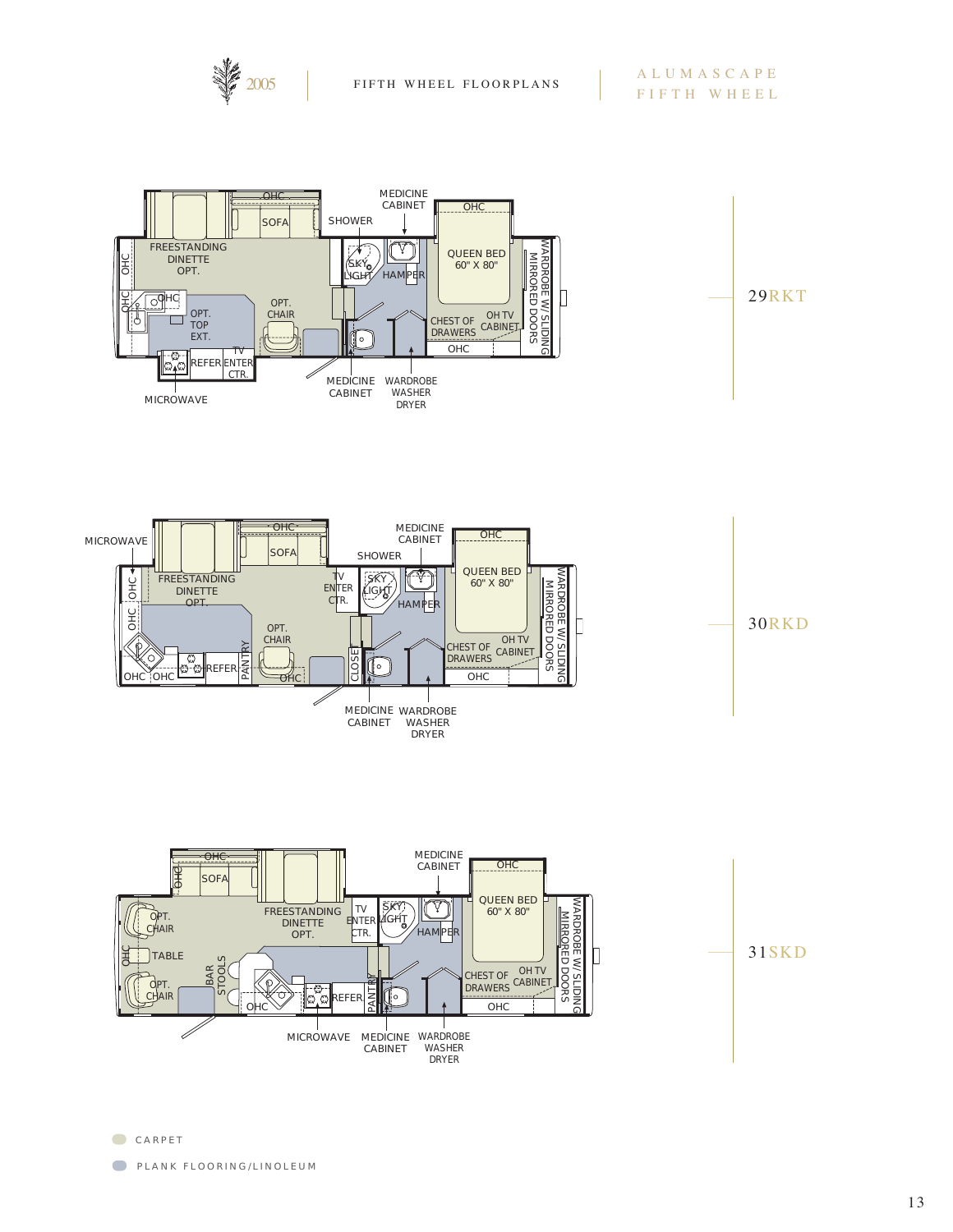2005 | FIFTH WHEEL FLOORPLANS | ALUMASCAPE FIFTH WHEEL

## 29RKT

OHC, SOFA, MEDICINE CABINET, SHOWER, OHC, QUEEN BED 60" X 80", WARDROBE W/ SLIDING MIRRORED DOORS, FREESTANDING DINETTE OPT., OHC, SKY LIGHT, HAMPER, OHC, OHC, OPT. TOP EXT., OPT. CHAIR, CHEST OF DRAWERS, OH TV CABINET, OHC, REFER, TV ENTER CTR., MEDICINE CABINET, WARDROBE WASHER DRYER, MICROWAVE

## 30RKD

MICROWAVE, OHC, SOFA, MEDICINE CABINET, SHOWER, OHC, QUEEN BED 60" X 80", WARDROBE W/ SLIDING MIRRORED DOORS, OHC, FREESTANDING DINETTE OPT., TV ENTER CTR., SKY LIGHT, HAMPER, OHC, OPT. CHAIR, PANTRY, CHEST OF DRAWERS, OH TV CABINET, OHC, OHC, REFER, OHC, CLOSET, OHC, MEDICINE CABINET, WARDROBE WASHER DRYER

## 31SKD

OHC, OHC, SOFA, MEDICINE CABINET, OHC, QUEEN BED 60" X 80", WARDROBE W/ SLIDING MIRRORED DOORS, OPT. CHAIR, FREESTANDING DINETTE OPT., TV ENTER CTR., SKY LIGHT, HAMPER, OHC, TABLE, BAR STOOLS, OPT. CHAIR, OHC, REFER, PANTRY, CHEST OF DRAWERS, OH TV CABINET, OHC, MICROWAVE, MEDICINE CABINET, WARDROBE WASHER DRYER

CARPET

PLANK FLOORING/LINOLEUM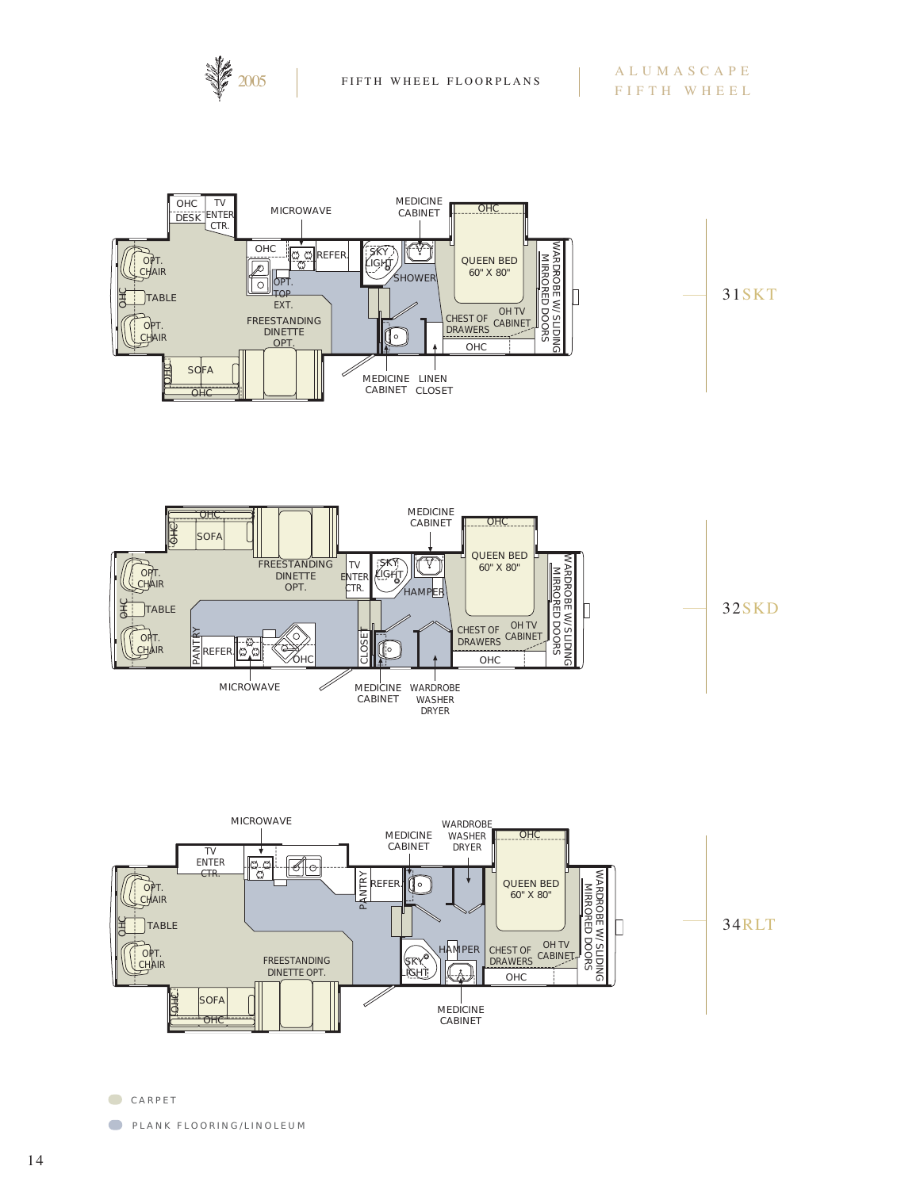2005 | FIFTH WHEEL FLOORPLANS | ALUMASCAPE FIFTH WHEEL

## 31SKT

OHC, DESK, TV ENTER CTR., MICROWAVE, MEDICINE CABINET, OHC, OHC, REFER., SKY LIGHT, SHOWER, QUEEN BED 60" X 80", WARDROBE W/ SLIDING MIRRORED DOORS, OPT. CHAIR, TABLE, OHC, OPT. TOP EXT., FREESTANDING DINETTE OPT., OH TV CABINET, CHEST OF DRAWERS, OPT. CHAIR, OHC, SOFA, OHC, OHC, MEDICINE CABINET, LINEN CLOSET

## 32SKD

OHC, OHC, SOFA, MEDICINE CABINET, OHC, QUEEN BED 60" X 80", FREESTANDING DINETTE OPT., TV ENTER CTR., SKY LIGHT, HAMPER, WARDROBE W/ SLIDING MIRRORED DOORS, OPT. CHAIR, OHC, TABLE, OPT. CHAIR, PANTRY, REFER, CLOSET, OHC, CHEST OF DRAWERS, OH TV CABINET, OHC, MICROWAVE, MEDICINE CABINET, WARDROBE WASHER DRYER

## 34RLT

MICROWAVE, TV ENTER CTR., MEDICINE CABINET, WARDROBE WASHER DRYER, OHC, QUEEN BED 60" X 80", OPT. CHAIR, PANTRY, REFER., WARDROBE W/ SLIDING MIRRORED DOORS, OHC, TABLE, OPT. CHAIR, FREESTANDING DINETTE OPT., HAMPER, SKY LIGHT, CHEST OF DRAWERS, OH TV CABINET, OHC, OHC, SOFA, OHC, MEDICINE CABINET

CARPET

PLANK FLOORING/LINOLEUM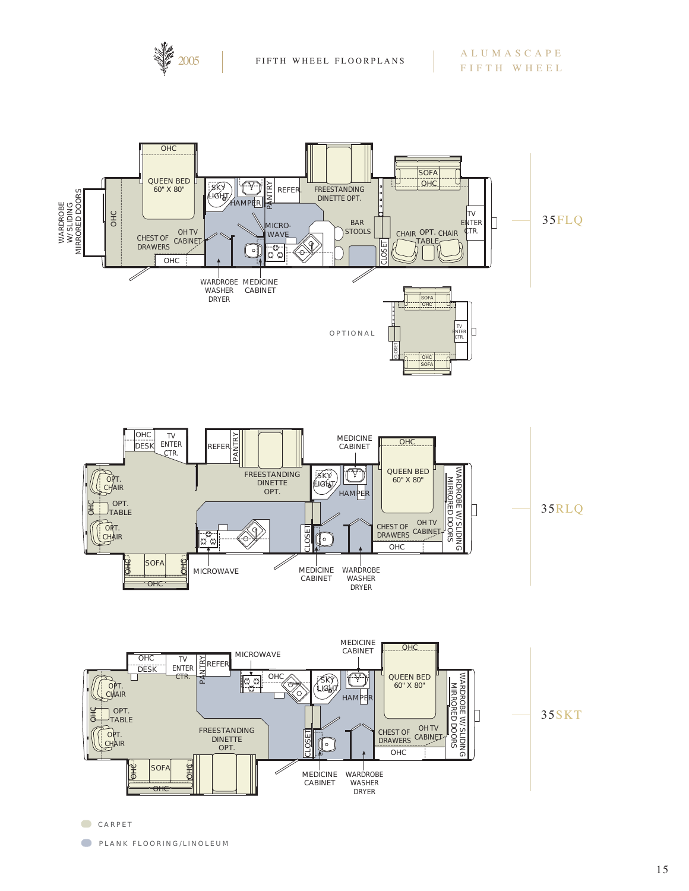2005 | FIFTH WHEEL FLOORPLANS | ALUMASCAPE FIFTH WHEEL

## 35FLQ

WARDROBE W/ SLIDING MIRRORED DOORS
OHC
QUEEN BED 60" X 80"
OHC
CHEST OF DRAWERS
OH TV CABINET
OHC
SKY LIGHT
HAMPER
PANTRY
REFER.
MICRO-WAVE
FREESTANDING DINETTE OPT.
BAR STOOLS
CLOSET
SOFA
OHC
CHAIR
OPT. TABLE
CHAIR
TV ENTER CTR.
WARDROBE WASHER DRYER
MEDICINE CABINET

OPTIONAL

SOFA
OHC
TV ENTER CTR.
CLOSET
OHC
SOFA

## 35RLQ

OHC
DESK
TV ENTER CTR.
REFER
PANTRY
FREESTANDING DINETTE OPT.
OPT. CHAIR
OPT. TABLE
OPT. CHAIR
OHC
OHC
SOFA
OHC
OHC
MICROWAVE
MEDICINE CABINET
SKY LIGHT
HAMPER
CLOSET
MEDICINE CABINET
WARDROBE WASHER DRYER
OHC
QUEEN BED 60" X 80"
CHEST OF DRAWERS
OH TV CABINET
OHC
WARDROBE W/ SLIDING MIRRORED DOORS

## 35SKT

OHC
DESK
TV ENTER CTR.
PANTRY
REFER
MICROWAVE
OHC
OPT. CHAIR
OPT. TABLE
OPT. CHAIR
OHC
FREESTANDING DINETTE OPT.
OHC
SOFA
OHC
OHC
MEDICINE CABINET
SKY LIGHT
HAMPER
CLOSET
MEDICINE CABINET
WARDROBE WASHER DRYER
OHC
QUEEN BED 60" X 80"
CHEST OF DRAWERS
OH TV CABINET
OHC
WARDROBE W/ SLIDING MIRRORED DOORS

CARPET

PLANK FLOORING/LINOLEUM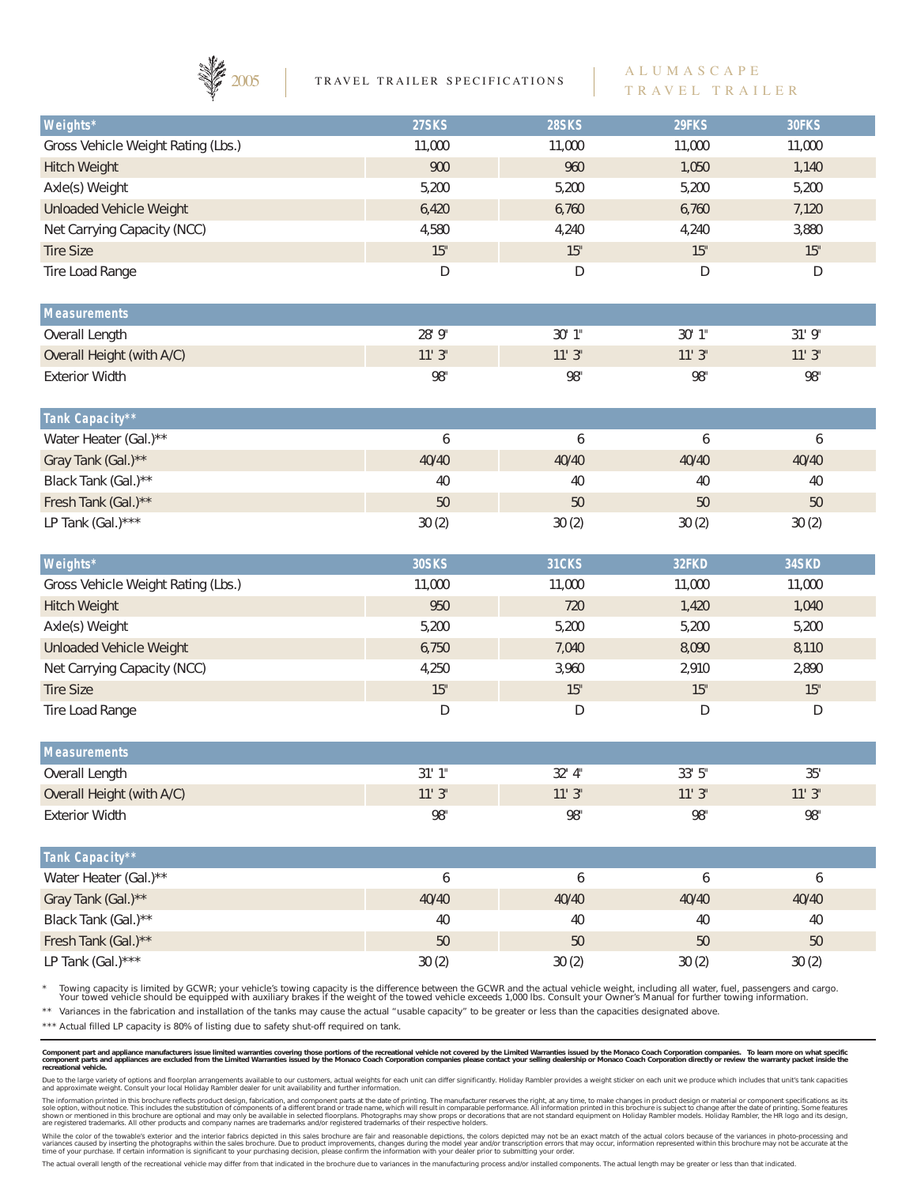2005 TRAVEL TRAILER SPECIFICATIONS

ALUMASCAPE TRAVEL TRAILER

| Weights* | 27SKS | 28SKS | 29FKS | 30FKS |
|---|---|---|---|---|
| Gross Vehicle Weight Rating (Lbs.) | 11,000 | 11,000 | 11,000 | 11,000 |
| Hitch Weight | 900 | 960 | 1,050 | 1,140 |
| Axle(s) Weight | 5,200 | 5,200 | 5,200 | 5,200 |
| Unloaded Vehicle Weight | 6,420 | 6,760 | 6,760 | 7,120 |
| Net Carrying Capacity (NCC) | 4,580 | 4,240 | 4,240 | 3,880 |
| Tire Size | 15" | 15" | 15" | 15" |
| Tire Load Range | D | D | D | D |
| **Measurements** | | | | |
| Overall Length | 28' 9" | 30' 1" | 30' 1" | 31' 9" |
| Overall Height (with A/C) | 11' 3" | 11' 3" | 11' 3" | 11' 3" |
| Exterior Width | 98" | 98" | 98" | 98" |
| **Tank Capacity**** | | | | |
| Water Heater (Gal.)** | 6 | 6 | 6 | 6 |
| Gray Tank (Gal.)** | 40/40 | 40/40 | 40/40 | 40/40 |
| Black Tank (Gal.)** | 40 | 40 | 40 | 40 |
| Fresh Tank (Gal.)** | 50 | 50 | 50 | 50 |
| LP Tank (Gal.)*** | 30 (2) | 30 (2) | 30 (2) | 30 (2) |

| Weights* | 30SKS | 31CKS | 32FKD | 34SKD |
|---|---|---|---|---|
| Gross Vehicle Weight Rating (Lbs.) | 11,000 | 11,000 | 11,000 | 11,000 |
| Hitch Weight | 950 | 720 | 1,420 | 1,040 |
| Axle(s) Weight | 5,200 | 5,200 | 5,200 | 5,200 |
| Unloaded Vehicle Weight | 6,750 | 7,040 | 8,090 | 8,110 |
| Net Carrying Capacity (NCC) | 4,250 | 3,960 | 2,910 | 2,890 |
| Tire Size | 15" | 15" | 15" | 15" |
| Tire Load Range | D | D | D | D |
| **Measurements** | | | | |
| Overall Length | 31' 1" | 32' 4" | 33' 5" | 35' |
| Overall Height (with A/C) | 11' 3" | 11' 3" | 11' 3" | 11' 3" |
| Exterior Width | 98" | 98" | 98" | 98" |
| **Tank Capacity**** | | | | |
| Water Heater (Gal.)** | 6 | 6 | 6 | 6 |
| Gray Tank (Gal.)** | 40/40 | 40/40 | 40/40 | 40/40 |
| Black Tank (Gal.)** | 40 | 40 | 40 | 40 |
| Fresh Tank (Gal.)** | 50 | 50 | 50 | 50 |
| LP Tank (Gal.)*** | 30 (2) | 30 (2) | 30 (2) | 30 (2) |

\* Towing capacity is limited by GCWR; your vehicle's towing capacity is the difference between the GCWR and the actual vehicle weight, including all water, fuel, passengers and cargo. Your towed vehicle should be equipped with auxiliary brakes if the weight of the towed vehicle exceeds 1,000 lbs. Consult your Owner's Manual for further towing information.

\*\* Variances in the fabrication and installation of the tanks may cause the actual "usable capacity" to be greater or less than the capacities designated above.

\*\*\* Actual filled LP capacity is 80% of listing due to safety shut-off required on tank.

**Component part and appliance manufacturers issue limited warranties covering those portions of the recreational vehicle not covered by the Limited Warranties issued by the Monaco Coach Corporation companies. To learn more on what specific component parts and appliances are excluded from the Limited Warranties issued by the Monaco Coach Corporation companies please contact your selling dealership or Monaco Coach Corporation directly or review the warranty packet inside the recreational vehicle.**

Due to the large variety of options and floorplan arrangements available to our customers, actual weights for each unit can differ significantly. Holiday Rambler provides a weight sticker on each unit we produce which includes that unit's tank capacities and approximate weight. Consult your local Holiday Rambler dealer for unit availability and further information.

The information printed in this brochure reflects product design, fabrication, and component parts at the date of printing. The manufacturer reserves the right, at any time, to make changes in product design or material or component specifications as its sole option, without notice. This includes the substitution of components of a different brand or trade name, which will result in comparable performance. All information printed in this brochure is subject to change after the date of printing. Some features shown or mentioned in this brochure are optional and may only be available in selected floorplans. Photographs may show props or decorations that are not standard equipment on Holiday Rambler models. Holiday Rambler, the HR logo and its design, are registered trademarks. All other products and company names are trademarks and/or registered trademarks of their respective holders.

While the color of the towable's exterior and the interior fabrics depicted in this sales brochure are fair and reasonable depictions, the colors depicted may not be an exact match of the actual colors because of the variances in photo-processing and variances caused by inserting the photographs within the sales brochure. Due to product improvements, changes during the model year and/or transcription errors that may occur, information represented within this brochure may not be accurate at the time of your purchase. If certain information is significant to your purchasing decision, please confirm the information with your dealer prior to submitting your order.

The actual overall length of the recreational vehicle may differ from that indicated in the brochure due to variances in the manufacturing process and/or installed components. The actual length may be greater or less than that indicated.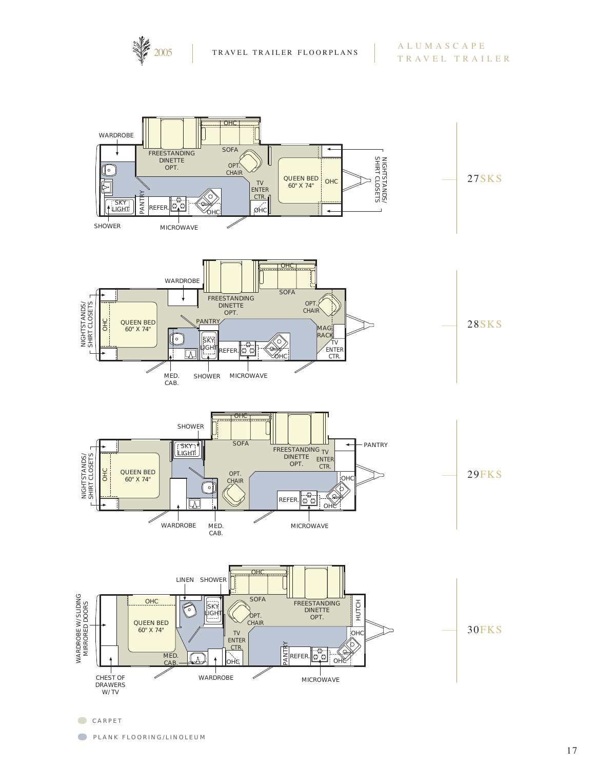2005 | TRAVEL TRAILER FLOORPLANS | ALUMASCAPE TRAVEL TRAILER

## 27SKS

WARDROBE, FREESTANDING DINETTE OPT., SOFA, OHC, OPT. CHAIR, TV ENTER CTR., QUEEN BED 60" X 74", OHC, NIGHTSTANDS/ SHIRT CLOSETS, SKY LIGHT, PANTRY, REFER., OHC, SHOWER, MICROWAVE

## 28SKS

WARDROBE, FREESTANDING DINETTE OPT., OHC, SOFA, OPT. CHAIR, NIGHTSTANDS/ SHIRT CLOSETS, OHC, QUEEN BED 60" X 74", PANTRY, SKY LIGHT, REFER., MAG. RACK, TV ENTER CTR., OHC, MED. CAB., SHOWER, MICROWAVE

## 29FKS

SHOWER, OHC, SOFA, FREESTANDING DINETTE OPT., TV ENTER CTR., PANTRY, NIGHTSTANDS/ SHIRT CLOSETS, OHC, QUEEN BED 60" X 74", SKY LIGHT, OPT. CHAIR, OHC, REFER., OHC, WARDROBE, MED. CAB., MICROWAVE

## 30FKS

LINEN, SHOWER, OHC, SOFA, FREESTANDING DINETTE OPT., HUTCH, WARDROBE W/SLIDING MIRRORED DOORS, OHC, QUEEN BED 60" X 74", SKY LIGHT, OPT. CHAIR, TV ENTER CTR., OHC, PANTRY, REFER., OHC, MED. CAB., OHC, CHEST OF DRAWERS W/ TV, WARDROBE, MICROWAVE

CARPET

PLANK FLOORING/LINOLEUM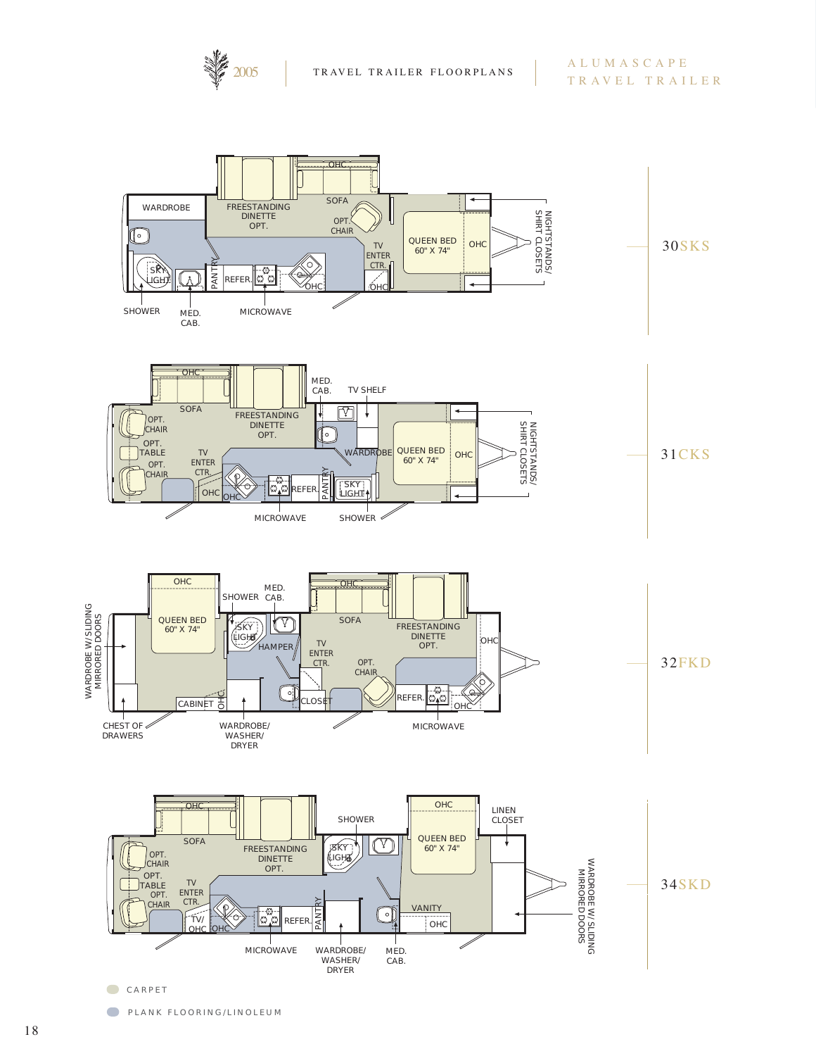2005 | TRAVEL TRAILER FLOORPLANS | ALUMASCAPE TRAVEL TRAILER

## 30SKS

WARDROBE, FREESTANDING DINETTE OPT., OHC, SOFA, OPT. CHAIR, QUEEN BED 60" X 74", OHC, NIGHTSTANDS/SHIRT CLOSETS, SKY LIGHT, PANTRY, REFER., OHC, TV ENTER CTR., OHC, SHOWER, MED. CAB., MICROWAVE

## 31CKS

OHC, SOFA, FREESTANDING DINETTE OPT., MED. CAB., TV SHELF, OPT. CHAIR, OPT. TABLE, OPT. CHAIR, TV ENTER CTR., WARDROBE, QUEEN BED 60" X 74", OHC, NIGHTSTANDS/SHIRT CLOSETS, OHC, OHC, REFER., PANTRY, SKY LIGHT, MICROWAVE, SHOWER

## 32FKD

OHC, MED. CAB., SHOWER, OHC, WARDROBE W/SLIDING MIRRORED DOORS, QUEEN BED 60" X 74", SKY LIGHT, HAMPER, SOFA, FREESTANDING DINETTE OPT., OHC, TV ENTER CTR., OPT. CHAIR, CABINET, OHC, CLOSET, REFER., OHC, CHEST OF DRAWERS, WARDROBE/WASHER/DRYER, MICROWAVE

## 34SKD

OHC, OHC, LINEN CLOSET, SHOWER, SOFA, FREESTANDING DINETTE OPT., QUEEN BED 60" X 74", OPT. CHAIR, OPT. TABLE, OPT. CHAIR, TV ENTER CTR., SKY LIGHT, WARDROBE W/SLIDING MIRRORED DOORS, VANITY, TV/OHC, OHC, REFER., PANTRY, OHC, MICROWAVE, WARDROBE/WASHER/DRYER, MED. CAB.

CARPET

PLANK FLOORING/LINOLEUM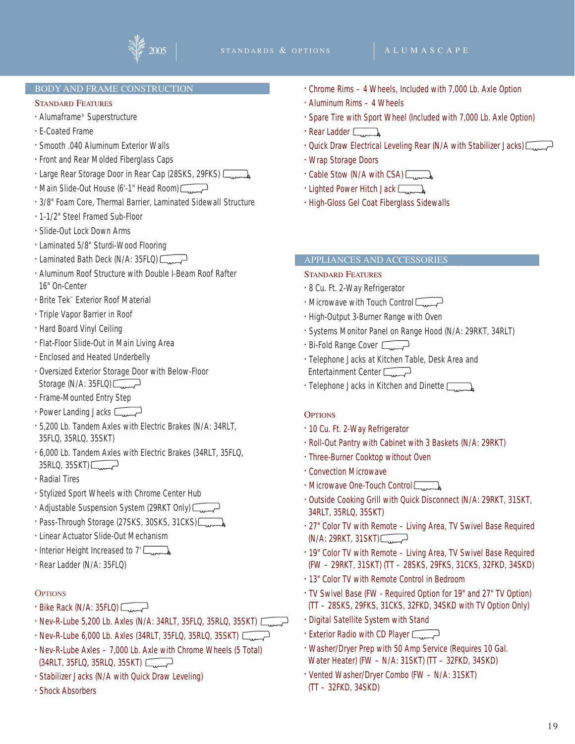## BODY AND FRAME CONSTRUCTION

### Standard Features

- Alumaframe® Superstructure
- E-Coated Frame
- Smooth .040 Aluminum Exterior Walls
- Front and Rear Molded Fiberglass Caps
- Large Rear Storage Door in Rear Cap (28SKS, 29FKS)
- Main Slide-Out House (6'-1" Head Room)
- 3/8" Foam Core, Thermal Barrier, Laminated Sidewall Structure
- 1-1/2" Steel Framed Sub-Floor
- Slide-Out Lock Down Arms
- Laminated 5/8" Sturdi-Wood Flooring
- Laminated Bath Deck (N/A: 35FLQ)
- Aluminum Roof Structure with Double I-Beam Roof Rafter 16" On-Center
- Brite Tek™ Exterior Roof Material
- Triple Vapor Barrier in Roof
- Hard Board Vinyl Ceiling
- Flat-Floor Slide-Out in Main Living Area
- Enclosed and Heated Underbelly
- Oversized Exterior Storage Door with Below-Floor Storage (N/A: 35FLQ)
- Frame-Mounted Entry Step
- Power Landing Jacks
- 5,200 Lb. Tandem Axles with Electric Brakes (N/A: 34RLT, 35FLQ, 35RLQ, 35SKT)
- 6,000 Lb. Tandem Axles with Electric Brakes (34RLT, 35FLQ, 35RLQ, 35SKT)
- Radial Tires
- Stylized Sport Wheels with Chrome Center Hub
- Adjustable Suspension System (29RKT Only)
- Pass-Through Storage (27SKS, 30SKS, 31CKS)
- Linear Actuator Slide-Out Mechanism
- Interior Height Increased to 7'
- Rear Ladder (N/A: 35FLQ)

### Options

- Bike Rack (N/A: 35FLQ)
- Nev-R-Lube 5,200 Lb. Axles (N/A: 34RLT, 35FLQ, 35RLQ, 35SKT)
- Nev-R-Lube 6,000 Lb. Axles (34RLT, 35FLQ, 35RLQ, 35SKT)
- Nev-R-Lube Axles – 7,000 Lb. Axle with Chrome Wheels (5 Total) (34RLT, 35FLQ, 35RLQ, 35SKT)
- Stabilizer Jacks (N/A with Quick Draw Leveling)
- Shock Absorbers
- Chrome Rims – 4 Wheels, Included with 7,000 Lb. Axle Option
- Aluminum Rims – 4 Wheels
- Spare Tire with Sport Wheel (Included with 7,000 Lb. Axle Option)
- Rear Ladder
- Quick Draw Electrical Leveling Rear (N/A with Stabilizer Jacks)
- Wrap Storage Doors
- Cable Stow (N/A with CSA)
- Lighted Power Hitch Jack
- High-Gloss Gel Coat Fiberglass Sidewalls

## APPLIANCES AND ACCESSORIES

### Standard Features

- 8 Cu. Ft. 2-Way Refrigerator
- Microwave with Touch Control
- High-Output 3-Burner Range with Oven
- Systems Monitor Panel on Range Hood (N/A: 29RKT, 34RLT)
- Bi-Fold Range Cover
- Telephone Jacks at Kitchen Table, Desk Area and Entertainment Center
- Telephone Jacks in Kitchen and Dinette

### Options

- 10 Cu. Ft. 2-Way Refrigerator
- Roll-Out Pantry with Cabinet with 3 Baskets (N/A: 29RKT)
- Three-Burner Cooktop without Oven
- Convection Microwave
- Microwave One-Touch Control
- Outside Cooking Grill with Quick Disconnect (N/A: 29RKT, 31SKT, 34RLT, 35RLQ, 35SKT)
- 27" Color TV with Remote – Living Area, TV Swivel Base Required (N/A: 29RKT, 31SKT)
- 19" Color TV with Remote – Living Area, TV Swivel Base Required (FW – 29RKT, 31SKT) (TT – 28SKS, 29FKS, 31CKS, 32FKD, 34SKD)
- 13" Color TV with Remote Control in Bedroom
- TV Swivel Base (FW - Required Option for 19" and 27" TV Option) (TT – 28SKS, 29FKS, 31CKS, 32FKD, 34SKD with TV Option Only)
- Digital Satellite System with Stand
- Exterior Radio with CD Player
- Washer/Dryer Prep with 50 Amp Service (Requires 10 Gal. Water Heater) (FW – N/A: 31SKT) (TT – 32FKD, 34SKD)
- Vented Washer/Dryer Combo (FW – N/A: 31SKT) (TT – 32FKD, 34SKD)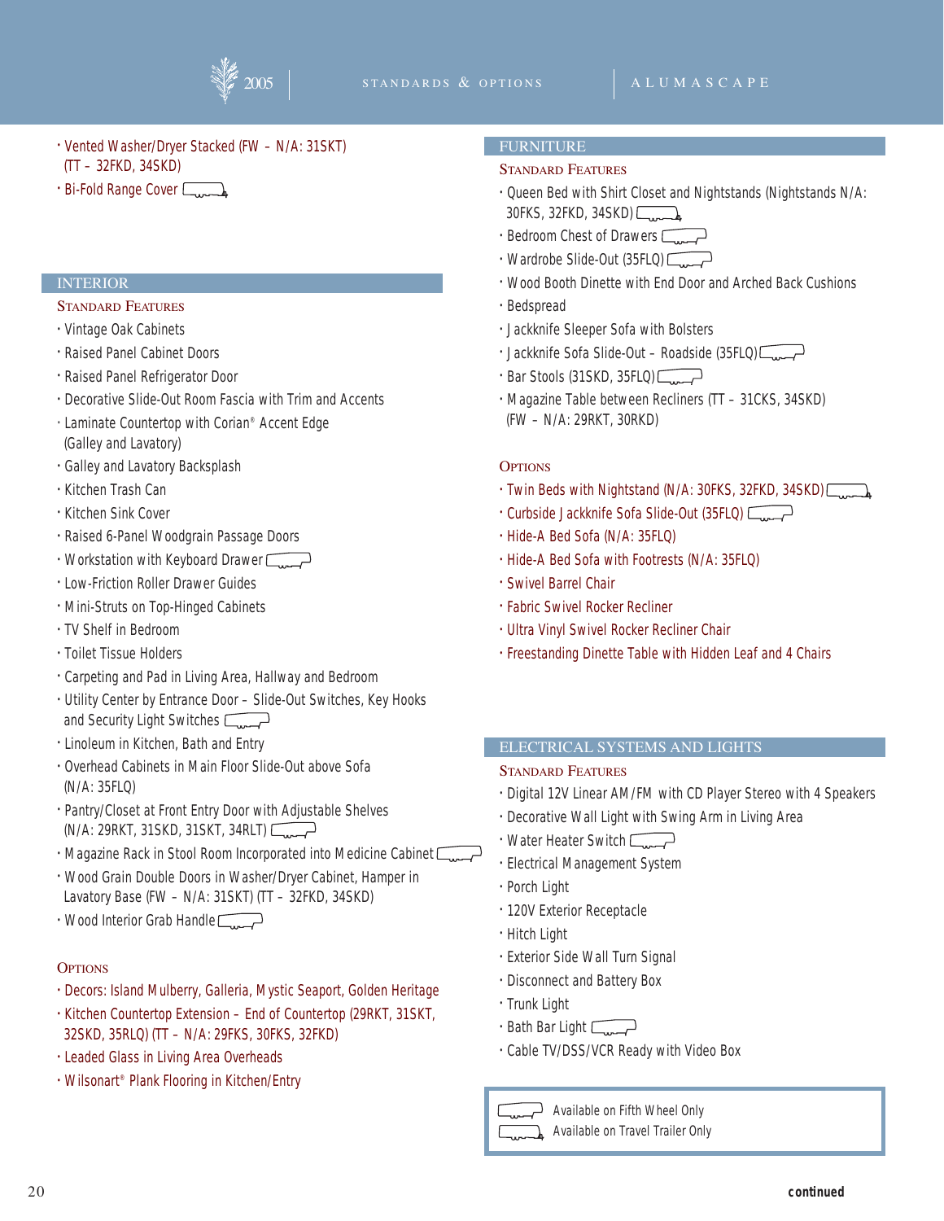- Vented Washer/Dryer Stacked (FW – N/A: 31SKT) (TT – 32FKD, 34SKD)
- Bi-Fold Range Cover [Travel Trailer Only]

## INTERIOR

### Standard Features

- Vintage Oak Cabinets
- Raised Panel Cabinet Doors
- Raised Panel Refrigerator Door
- Decorative Slide-Out Room Fascia with Trim and Accents
- Laminate Countertop with Corian® Accent Edge (Galley and Lavatory)
- Galley and Lavatory Backsplash
- Kitchen Trash Can
- Kitchen Sink Cover
- Raised 6-Panel Woodgrain Passage Doors
- Workstation with Keyboard Drawer [Fifth Wheel Only]
- Low-Friction Roller Drawer Guides
- Mini-Struts on Top-Hinged Cabinets
- TV Shelf in Bedroom
- Toilet Tissue Holders
- Carpeting and Pad in Living Area, Hallway and Bedroom
- Utility Center by Entrance Door – Slide-Out Switches, Key Hooks and Security Light Switches [Fifth Wheel Only]
- Linoleum in Kitchen, Bath and Entry
- Overhead Cabinets in Main Floor Slide-Out above Sofa (N/A: 35FLQ)
- Pantry/Closet at Front Entry Door with Adjustable Shelves (N/A: 29RKT, 31SKD, 31SKT, 34RLT) [Fifth Wheel Only]
- Magazine Rack in Stool Room Incorporated into Medicine Cabinet [Fifth Wheel Only]
- Wood Grain Double Doors in Washer/Dryer Cabinet, Hamper in Lavatory Base (FW – N/A: 31SKT) (TT – 32FKD, 34SKD)
- Wood Interior Grab Handle [Fifth Wheel Only]

### Options

- Decors: Island Mulberry, Galleria, Mystic Seaport, Golden Heritage
- Kitchen Countertop Extension – End of Countertop (29RKT, 31SKT, 32SKD, 35RLQ) (TT – N/A: 29FKS, 30FKS, 32FKD)
- Leaded Glass in Living Area Overheads
- Wilsonart® Plank Flooring in Kitchen/Entry

## FURNITURE

### Standard Features

- Queen Bed with Shirt Closet and Nightstands (Nightstands N/A: 30FKS, 32FKD, 34SKD) [Travel Trailer Only]
- Bedroom Chest of Drawers [Fifth Wheel Only]
- Wardrobe Slide-Out (35FLQ) [Fifth Wheel Only]
- Wood Booth Dinette with End Door and Arched Back Cushions
- Bedspread
- Jackknife Sleeper Sofa with Bolsters
- Jackknife Sofa Slide-Out – Roadside (35FLQ) [Fifth Wheel Only]
- Bar Stools (31SKD, 35FLQ) [Fifth Wheel Only]
- Magazine Table between Recliners (TT – 31CKS, 34SKD) (FW – N/A: 29RKT, 30RKD)

### Options

- Twin Beds with Nightstand (N/A: 30FKS, 32FKD, 34SKD) [Travel Trailer Only]
- Curbside Jackknife Sofa Slide-Out (35FLQ) [Fifth Wheel Only]
- Hide-A Bed Sofa (N/A: 35FLQ)
- Hide-A Bed Sofa with Footrests (N/A: 35FLQ)
- Swivel Barrel Chair
- Fabric Swivel Rocker Recliner
- Ultra Vinyl Swivel Rocker Recliner Chair
- Freestanding Dinette Table with Hidden Leaf and 4 Chairs

## ELECTRICAL SYSTEMS AND LIGHTS

### Standard Features

- Digital 12V Linear AM/FM with CD Player Stereo with 4 Speakers
- Decorative Wall Light with Swing Arm in Living Area
- Water Heater Switch [Fifth Wheel Only]
- Electrical Management System
- Porch Light
- 120V Exterior Receptacle
- Hitch Light
- Exterior Side Wall Turn Signal
- Disconnect and Battery Box
- Trunk Light
- Bath Bar Light [Fifth Wheel Only]
- Cable TV/DSS/VCR Ready with Video Box

[Fifth Wheel icon] Available on Fifth Wheel Only
[Travel Trailer icon] Available on Travel Trailer Only

**continued**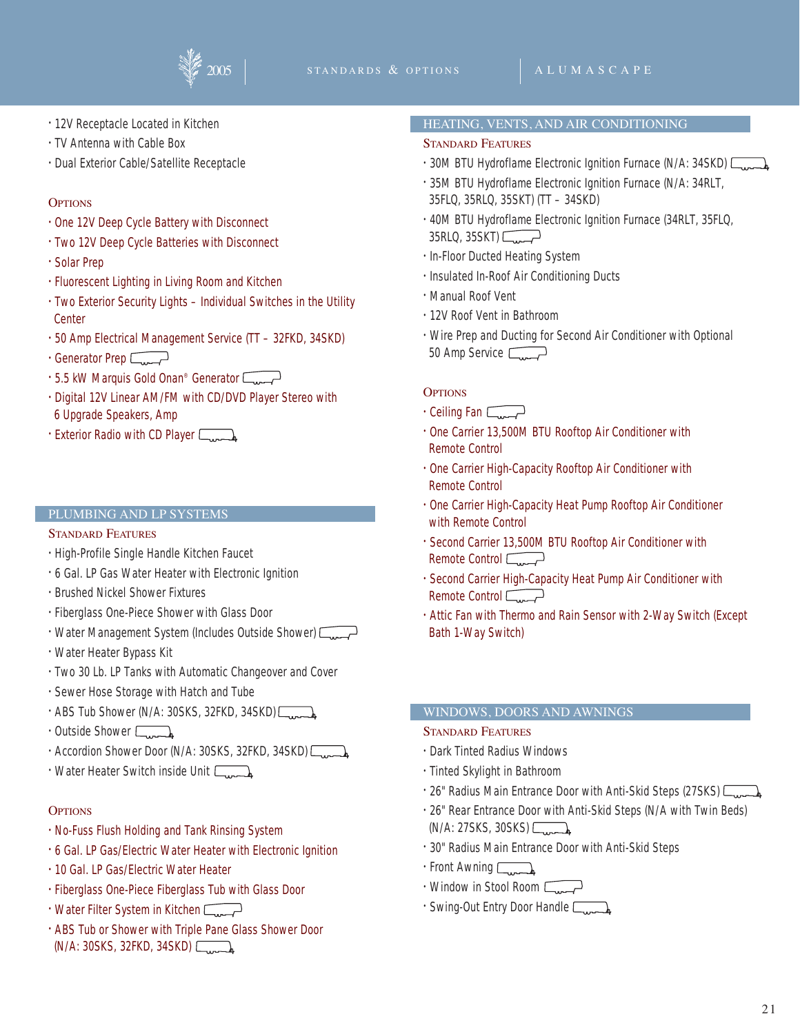- 12V Receptacle Located in Kitchen
- TV Antenna with Cable Box
- Dual Exterior Cable/Satellite Receptacle

### Options

- One 12V Deep Cycle Battery with Disconnect
- Two 12V Deep Cycle Batteries with Disconnect
- Solar Prep
- Fluorescent Lighting in Living Room and Kitchen
- Two Exterior Security Lights – Individual Switches in the Utility Center
- 50 Amp Electrical Management Service (TT – 32FKD, 34SKD)
- Generator Prep
- 5.5 kW Marquis Gold Onan® Generator
- Digital 12V Linear AM/FM with CD/DVD Player Stereo with 6 Upgrade Speakers, Amp
- Exterior Radio with CD Player

## PLUMBING AND LP SYSTEMS

### Standard Features

- High-Profile Single Handle Kitchen Faucet
- 6 Gal. LP Gas Water Heater with Electronic Ignition
- Brushed Nickel Shower Fixtures
- Fiberglass One-Piece Shower with Glass Door
- Water Management System (Includes Outside Shower)
- Water Heater Bypass Kit
- Two 30 Lb. LP Tanks with Automatic Changeover and Cover
- Sewer Hose Storage with Hatch and Tube
- ABS Tub Shower (N/A: 30SKS, 32FKD, 34SKD)
- Outside Shower
- Accordion Shower Door (N/A: 30SKS, 32FKD, 34SKD)
- Water Heater Switch inside Unit

### Options

- No-Fuss Flush Holding and Tank Rinsing System
- 6 Gal. LP Gas/Electric Water Heater with Electronic Ignition
- 10 Gal. LP Gas/Electric Water Heater
- Fiberglass One-Piece Fiberglass Tub with Glass Door
- Water Filter System in Kitchen
- ABS Tub or Shower with Triple Pane Glass Shower Door (N/A: 30SKS, 32FKD, 34SKD)

## HEATING, VENTS, AND AIR CONDITIONING

### Standard Features

- 30M BTU Hydroflame Electronic Ignition Furnace (N/A: 34SKD)
- 35M BTU Hydroflame Electronic Ignition Furnace (N/A: 34RLT, 35FLQ, 35RLQ, 35SKT) (TT – 34SKD)
- 40M BTU Hydroflame Electronic Ignition Furnace (34RLT, 35FLQ, 35RLQ, 35SKT)
- In-Floor Ducted Heating System
- Insulated In-Roof Air Conditioning Ducts
- Manual Roof Vent
- 12V Roof Vent in Bathroom
- Wire Prep and Ducting for Second Air Conditioner with Optional 50 Amp Service

### Options

- Ceiling Fan
- One Carrier 13,500M BTU Rooftop Air Conditioner with Remote Control
- One Carrier High-Capacity Rooftop Air Conditioner with Remote Control
- One Carrier High-Capacity Heat Pump Rooftop Air Conditioner with Remote Control
- Second Carrier 13,500M BTU Rooftop Air Conditioner with Remote Control
- Second Carrier High-Capacity Heat Pump Air Conditioner with Remote Control
- Attic Fan with Thermo and Rain Sensor with 2-Way Switch (Except Bath 1-Way Switch)

## WINDOWS, DOORS AND AWNINGS

### Standard Features

- Dark Tinted Radius Windows
- Tinted Skylight in Bathroom
- 26" Radius Main Entrance Door with Anti-Skid Steps (27SKS)
- 26" Rear Entrance Door with Anti-Skid Steps (N/A with Twin Beds) (N/A: 27SKS, 30SKS)
- 30" Radius Main Entrance Door with Anti-Skid Steps
- Front Awning
- Window in Stool Room
- Swing-Out Entry Door Handle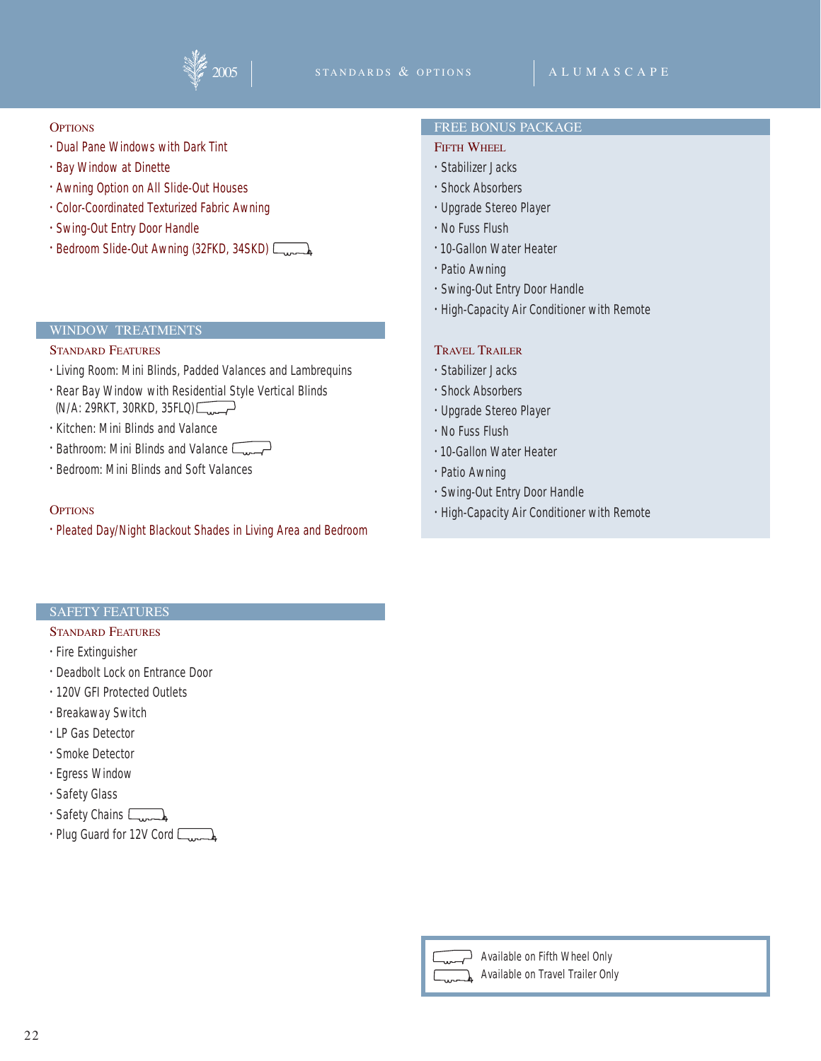### Options

- Dual Pane Windows with Dark Tint
- Bay Window at Dinette
- Awning Option on All Slide-Out Houses
- Color-Coordinated Texturized Fabric Awning
- Swing-Out Entry Door Handle
- Bedroom Slide-Out Awning (32FKD, 34SKD) (Travel Trailer Only)

## WINDOW TREATMENTS

### Standard Features

- Living Room: Mini Blinds, Padded Valances and Lambrequins
- Rear Bay Window with Residential Style Vertical Blinds (N/A: 29RKT, 30RKD, 35FLQ) (Fifth Wheel Only)
- Kitchen: Mini Blinds and Valance
- Bathroom: Mini Blinds and Valance (Fifth Wheel Only)
- Bedroom: Mini Blinds and Soft Valances

### Options

- Pleated Day/Night Blackout Shades in Living Area and Bedroom

## SAFETY FEATURES

### Standard Features

- Fire Extinguisher
- Deadbolt Lock on Entrance Door
- 120V GFI Protected Outlets
- Breakaway Switch
- LP Gas Detector
- Smoke Detector
- Egress Window
- Safety Glass
- Safety Chains (Travel Trailer Only)
- Plug Guard for 12V Cord (Travel Trailer Only)

## FREE BONUS PACKAGE

### Fifth Wheel

- Stabilizer Jacks
- Shock Absorbers
- Upgrade Stereo Player
- No Fuss Flush
- 10-Gallon Water Heater
- Patio Awning
- Swing-Out Entry Door Handle
- High-Capacity Air Conditioner with Remote

### Travel Trailer

- Stabilizer Jacks
- Shock Absorbers
- Upgrade Stereo Player
- No Fuss Flush
- 10-Gallon Water Heater
- Patio Awning
- Swing-Out Entry Door Handle
- High-Capacity Air Conditioner with Remote

Available on Fifth Wheel Only

Available on Travel Trailer Only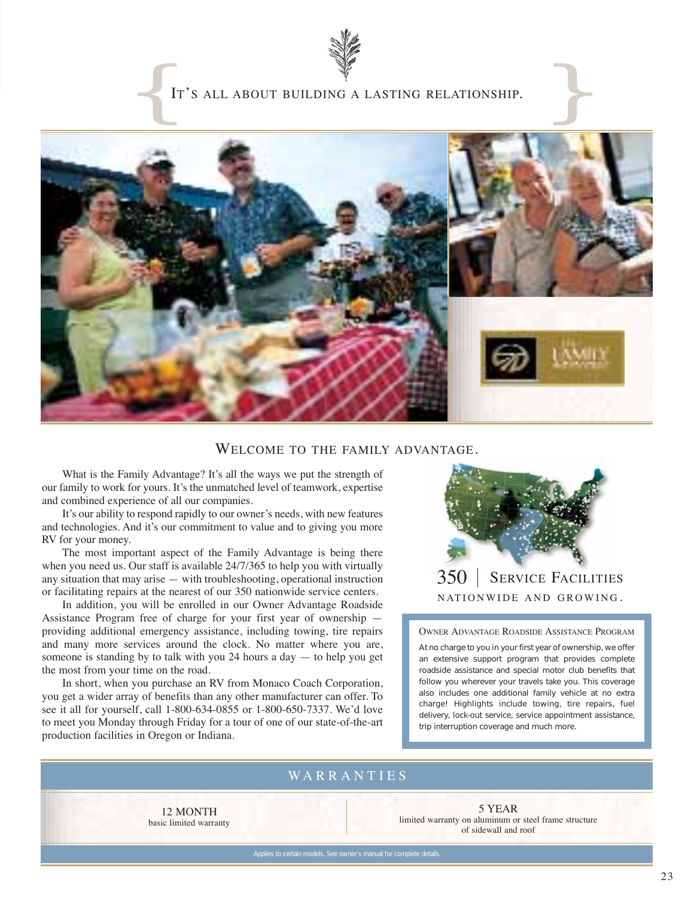# It's all about building a lasting relationship.

## Welcome to the Family Advantage.

What is the Family Advantage? It's all the ways we put the strength of our family to work for yours. It's the unmatched level of teamwork, expertise and combined experience of all our companies.

It's our ability to respond rapidly to our owner's needs, with new features and technologies. And it's our commitment to value and to giving you more RV for your money.

The most important aspect of the Family Advantage is being there when you need us. Our staff is available 24/7/365 to help you with virtually any situation that may arise — with troubleshooting, operational instruction or facilitating repairs at the nearest of our 350 nationwide service centers.

In addition, you will be enrolled in our Owner Advantage Roadside Assistance Program free of charge for your first year of ownership — providing additional emergency assistance, including towing, tire repairs and many more services around the clock. No matter where you are, someone is standing by to talk with you 24 hours a day — to help you get the most from your time on the road.

In short, when you purchase an RV from Monaco Coach Corporation, you get a wider array of benefits than any other manufacturer can offer. To see it all for yourself, call 1-800-634-0855 or 1-800-650-7337. We'd love to meet you Monday through Friday for a tour of one of our state-of-the-art production facilities in Oregon or Indiana.

**350 | Service Facilities**

Nationwide and growing.

### Owner Advantage Roadside Assistance Program

At no charge to you in your first year of ownership, we offer an extensive support program that provides complete roadside assistance and special motor club benefits that follow you wherever your travels take you. This coverage also includes one additional family vehicle at no extra charge! Highlights include towing, tire repairs, fuel delivery, lock-out service, service appointment assistance, trip interruption coverage and much more.

## Warranties

**12 MONTH**
basic limited warranty

**5 YEAR**
limited warranty on aluminum or steel frame structure of sidewall and roof

Applies to certain models. See owner's manual for complete details.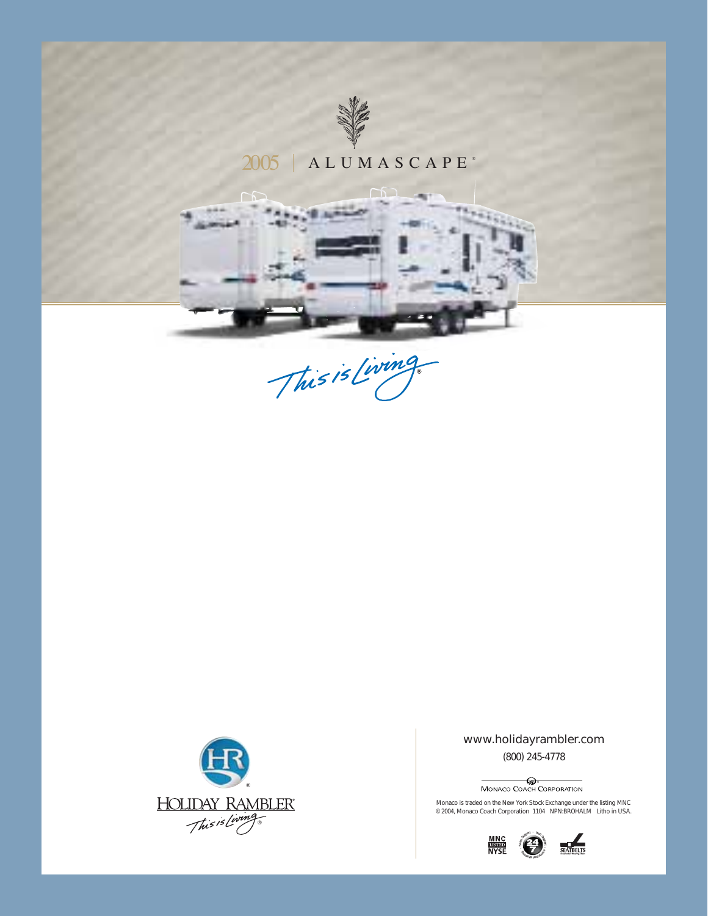2005 | ALUMASCAPE®

This is Living®

HOLIDAY RAMBLER®

This is Living®

www.holidayrambler.com

(800) 245-4778

MONACO COACH CORPORATION

Monaco is traded on the New York Stock Exchange under the listing MNC
© 2004, Monaco Coach Corporation 1104 NPN:BROHALM Litho in USA.

MNC LISTED NYSE

SEATBELTS